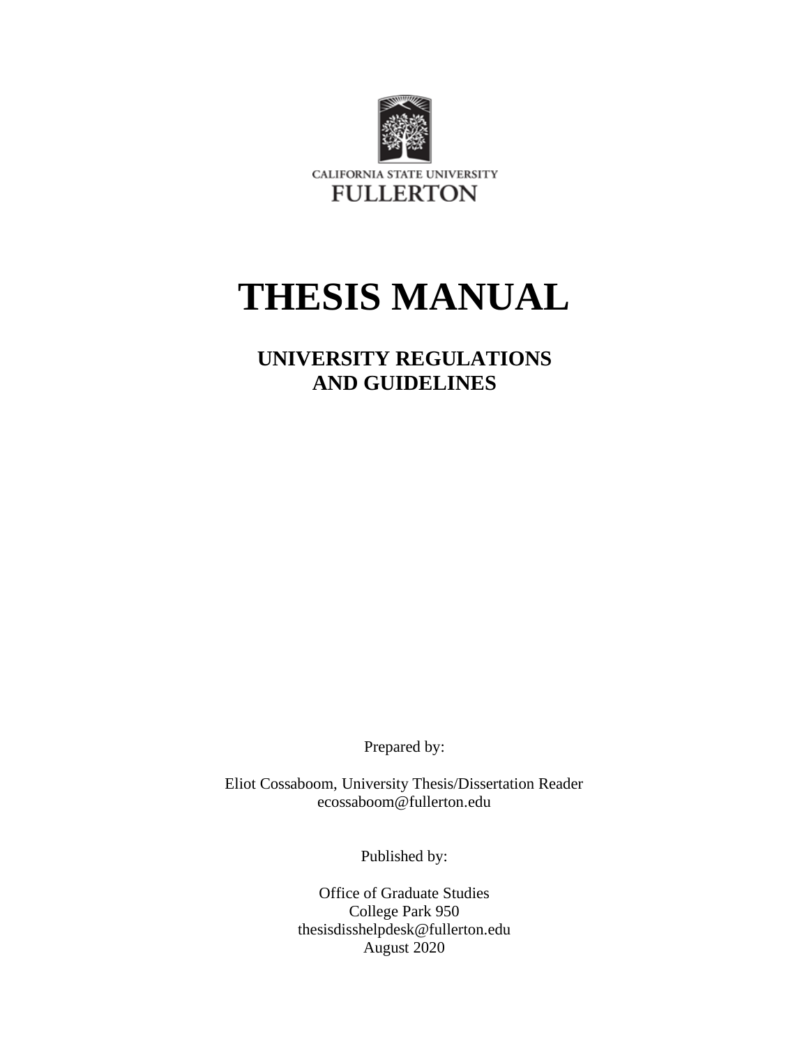CALIFORNIA STATE UNIVERSITY

FULLERTON

# THESIS MANUAL

## UNIVERSITY REGULATIONS AND GUIDELINES

Prepared by:

Eliot Cossaboom, University Thesis/Dissertation Reader
ecossaboom@fullerton.edu

Published by:

Office of Graduate Studies
College Park 950
thesisdisshelpdesk@fullerton.edu
August 2020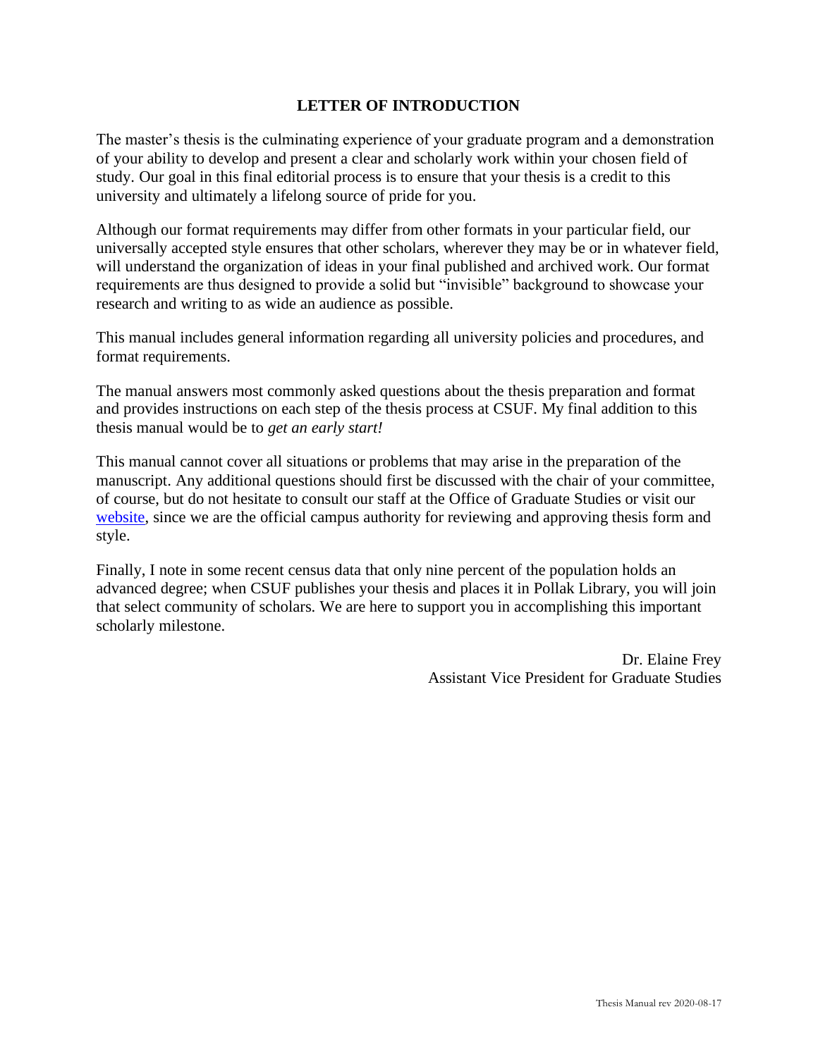## LETTER OF INTRODUCTION

The master's thesis is the culminating experience of your graduate program and a demonstration of your ability to develop and present a clear and scholarly work within your chosen field of study. Our goal in this final editorial process is to ensure that your thesis is a credit to this university and ultimately a lifelong source of pride for you.

Although our format requirements may differ from other formats in your particular field, our universally accepted style ensures that other scholars, wherever they may be or in whatever field, will understand the organization of ideas in your final published and archived work. Our format requirements are thus designed to provide a solid but "invisible" background to showcase your research and writing to as wide an audience as possible.

This manual includes general information regarding all university policies and procedures, and format requirements.

The manual answers most commonly asked questions about the thesis preparation and format and provides instructions on each step of the thesis process at CSUF. My final addition to this thesis manual would be to *get an early start!*

This manual cannot cover all situations or problems that may arise in the preparation of the manuscript. Any additional questions should first be discussed with the chair of your committee, of course, but do not hesitate to consult our staff at the Office of Graduate Studies or visit our website, since we are the official campus authority for reviewing and approving thesis form and style.

Finally, I note in some recent census data that only nine percent of the population holds an advanced degree; when CSUF publishes your thesis and places it in Pollak Library, you will join that select community of scholars. We are here to support you in accomplishing this important scholarly milestone.

Dr. Elaine Frey
Assistant Vice President for Graduate Studies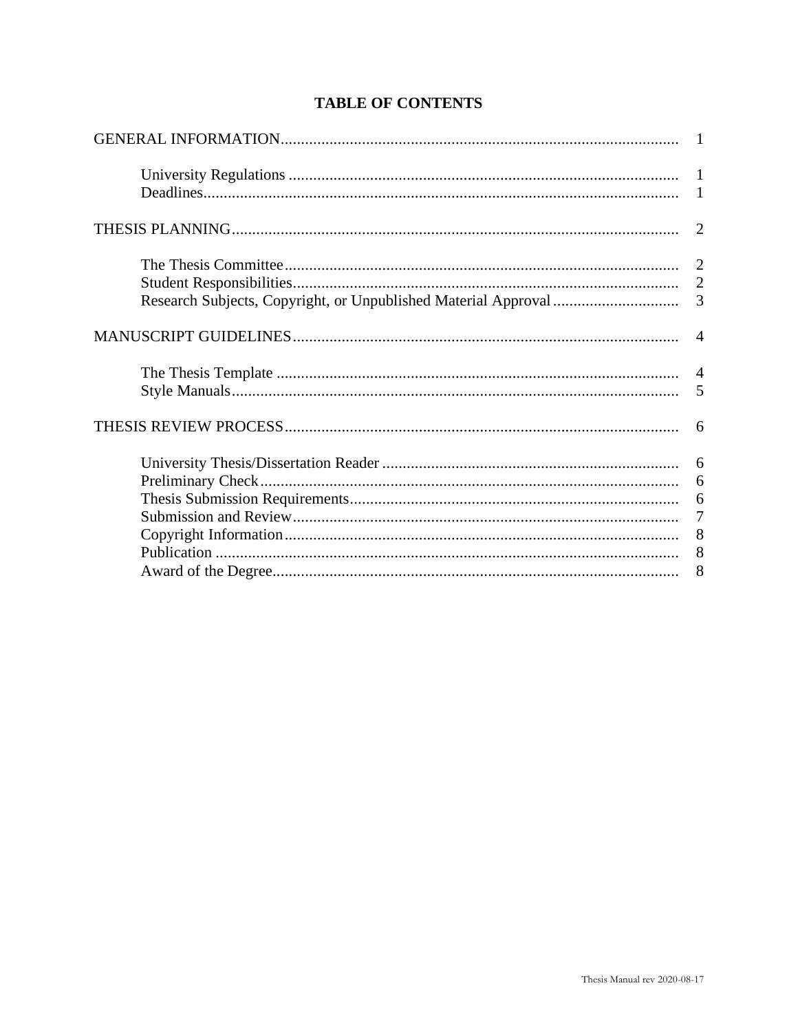# TABLE OF CONTENTS

| | |
|---|---|
| GENERAL INFORMATION | 1 |
| University Regulations | 1 |
| Deadlines | 1 |
| THESIS PLANNING | 2 |
| The Thesis Committee | 2 |
| Student Responsibilities | 2 |
| Research Subjects, Copyright, or Unpublished Material Approval | 3 |
| MANUSCRIPT GUIDELINES | 4 |
| The Thesis Template | 4 |
| Style Manuals | 5 |
| THESIS REVIEW PROCESS | 6 |
| University Thesis/Dissertation Reader | 6 |
| Preliminary Check | 6 |
| Thesis Submission Requirements | 6 |
| Submission and Review | 7 |
| Copyright Information | 8 |
| Publication | 8 |
| Award of the Degree | 8 |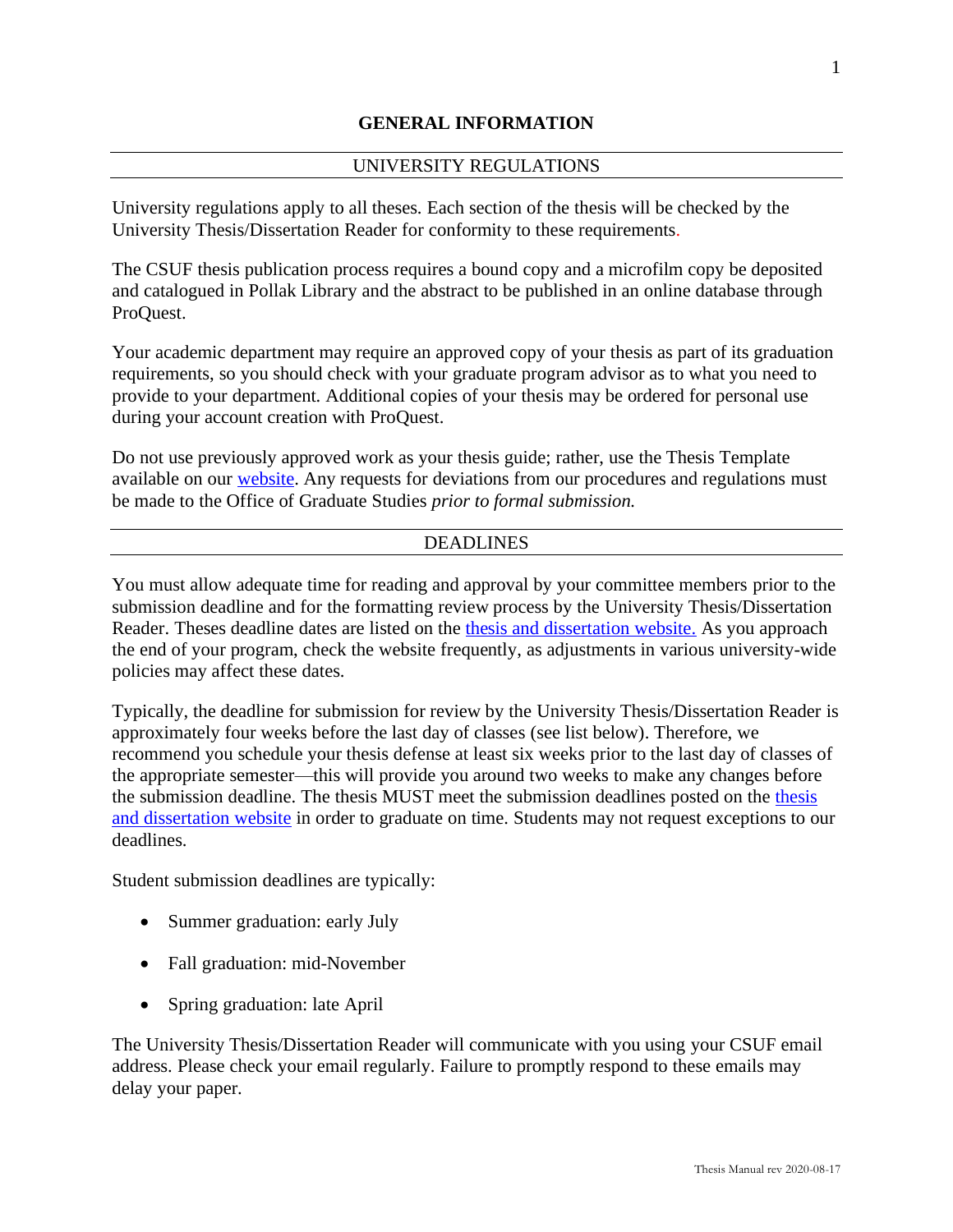# GENERAL INFORMATION

## UNIVERSITY REGULATIONS

University regulations apply to all theses. Each section of the thesis will be checked by the University Thesis/Dissertation Reader for conformity to these requirements.

The CSUF thesis publication process requires a bound copy and a microfilm copy be deposited and catalogued in Pollak Library and the abstract to be published in an online database through ProQuest.

Your academic department may require an approved copy of your thesis as part of its graduation requirements, so you should check with your graduate program advisor as to what you need to provide to your department. Additional copies of your thesis may be ordered for personal use during your account creation with ProQuest.

Do not use previously approved work as your thesis guide; rather, use the Thesis Template available on our website. Any requests for deviations from our procedures and regulations must be made to the Office of Graduate Studies *prior to formal submission.*

## DEADLINES

You must allow adequate time for reading and approval by your committee members prior to the submission deadline and for the formatting review process by the University Thesis/Dissertation Reader. Theses deadline dates are listed on the thesis and dissertation website. As you approach the end of your program, check the website frequently, as adjustments in various university-wide policies may affect these dates.

Typically, the deadline for submission for review by the University Thesis/Dissertation Reader is approximately four weeks before the last day of classes (see list below). Therefore, we recommend you schedule your thesis defense at least six weeks prior to the last day of classes of the appropriate semester—this will provide you around two weeks to make any changes before the submission deadline. The thesis MUST meet the submission deadlines posted on the thesis and dissertation website in order to graduate on time. Students may not request exceptions to our deadlines.

Student submission deadlines are typically:

- Summer graduation: early July
- Fall graduation: mid-November
- Spring graduation: late April

The University Thesis/Dissertation Reader will communicate with you using your CSUF email address. Please check your email regularly. Failure to promptly respond to these emails may delay your paper.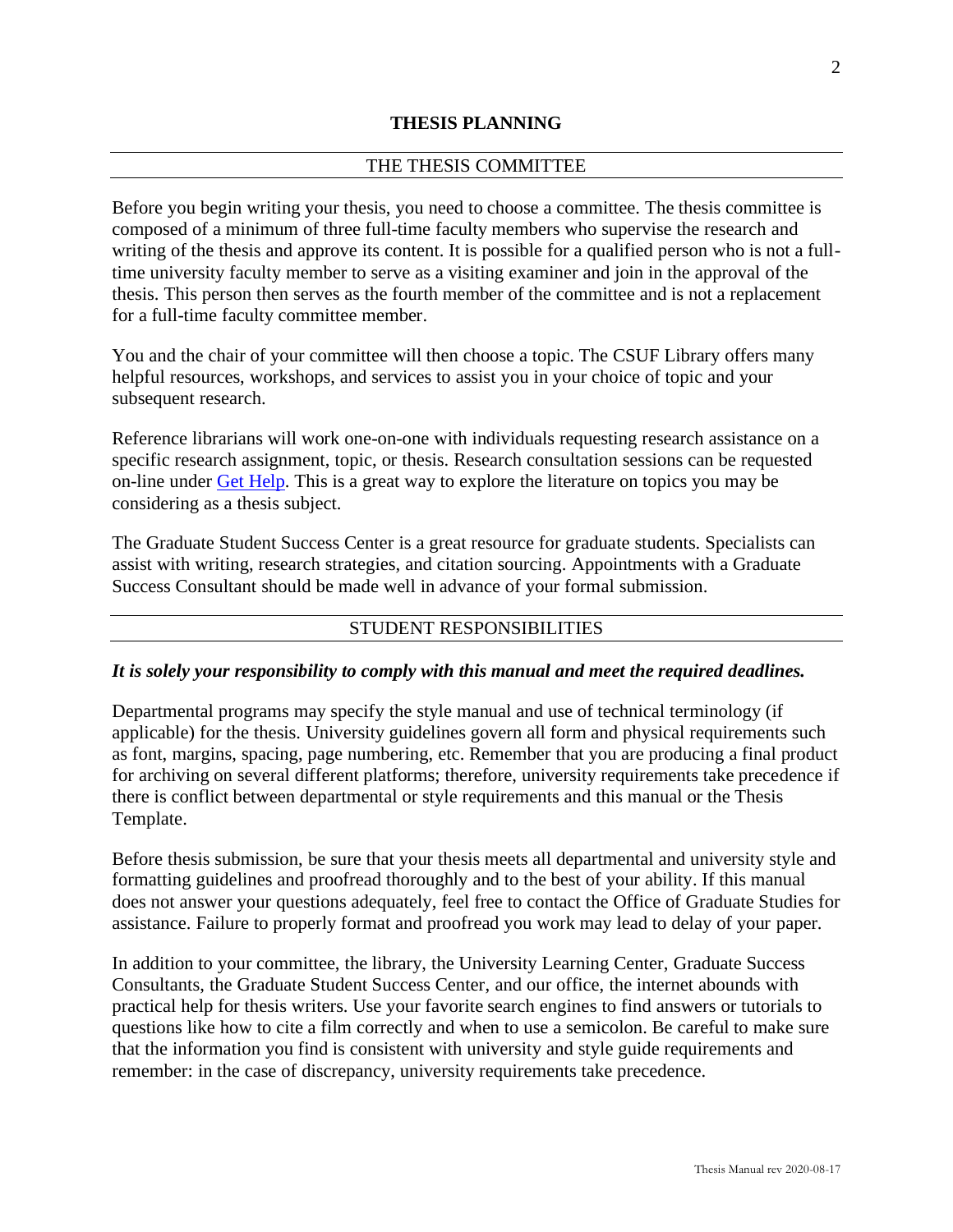# THESIS PLANNING

## THE THESIS COMMITTEE

Before you begin writing your thesis, you need to choose a committee. The thesis committee is composed of a minimum of three full-time faculty members who supervise the research and writing of the thesis and approve its content. It is possible for a qualified person who is not a full-time university faculty member to serve as a visiting examiner and join in the approval of the thesis. This person then serves as the fourth member of the committee and is not a replacement for a full-time faculty committee member.

You and the chair of your committee will then choose a topic. The CSUF Library offers many helpful resources, workshops, and services to assist you in your choice of topic and your subsequent research.

Reference librarians will work one-on-one with individuals requesting research assistance on a specific research assignment, topic, or thesis. Research consultation sessions can be requested on-line under Get Help. This is a great way to explore the literature on topics you may be considering as a thesis subject.

The Graduate Student Success Center is a great resource for graduate students. Specialists can assist with writing, research strategies, and citation sourcing. Appointments with a Graduate Success Consultant should be made well in advance of your formal submission.

## STUDENT RESPONSIBILITIES

***It is solely your responsibility to comply with this manual and meet the required deadlines.***

Departmental programs may specify the style manual and use of technical terminology (if applicable) for the thesis. University guidelines govern all form and physical requirements such as font, margins, spacing, page numbering, etc. Remember that you are producing a final product for archiving on several different platforms; therefore, university requirements take precedence if there is conflict between departmental or style requirements and this manual or the Thesis Template.

Before thesis submission, be sure that your thesis meets all departmental and university style and formatting guidelines and proofread thoroughly and to the best of your ability. If this manual does not answer your questions adequately, feel free to contact the Office of Graduate Studies for assistance. Failure to properly format and proofread you work may lead to delay of your paper.

In addition to your committee, the library, the University Learning Center, Graduate Success Consultants, the Graduate Student Success Center, and our office, the internet abounds with practical help for thesis writers. Use your favorite search engines to find answers or tutorials to questions like how to cite a film correctly and when to use a semicolon. Be careful to make sure that the information you find is consistent with university and style guide requirements and remember: in the case of discrepancy, university requirements take precedence.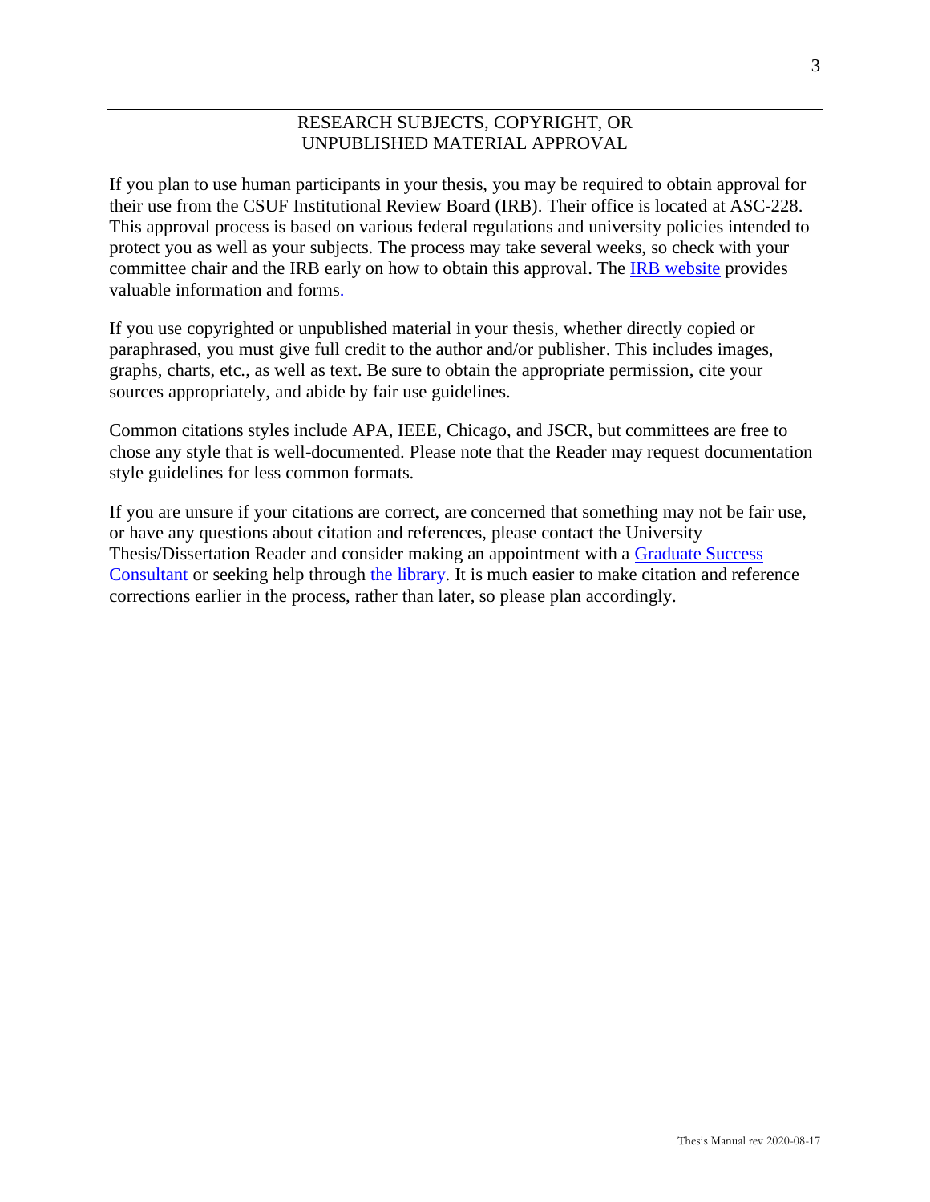## RESEARCH SUBJECTS, COPYRIGHT, OR UNPUBLISHED MATERIAL APPROVAL

If you plan to use human participants in your thesis, you may be required to obtain approval for their use from the CSUF Institutional Review Board (IRB). Their office is located at ASC-228. This approval process is based on various federal regulations and university policies intended to protect you as well as your subjects. The process may take several weeks, so check with your committee chair and the IRB early on how to obtain this approval. The IRB website provides valuable information and forms.

If you use copyrighted or unpublished material in your thesis, whether directly copied or paraphrased, you must give full credit to the author and/or publisher. This includes images, graphs, charts, etc., as well as text. Be sure to obtain the appropriate permission, cite your sources appropriately, and abide by fair use guidelines.

Common citations styles include APA, IEEE, Chicago, and JSCR, but committees are free to chose any style that is well-documented. Please note that the Reader may request documentation style guidelines for less common formats.

If you are unsure if your citations are correct, are concerned that something may not be fair use, or have any questions about citation and references, please contact the University Thesis/Dissertation Reader and consider making an appointment with a Graduate Success Consultant or seeking help through the library. It is much easier to make citation and reference corrections earlier in the process, rather than later, so please plan accordingly.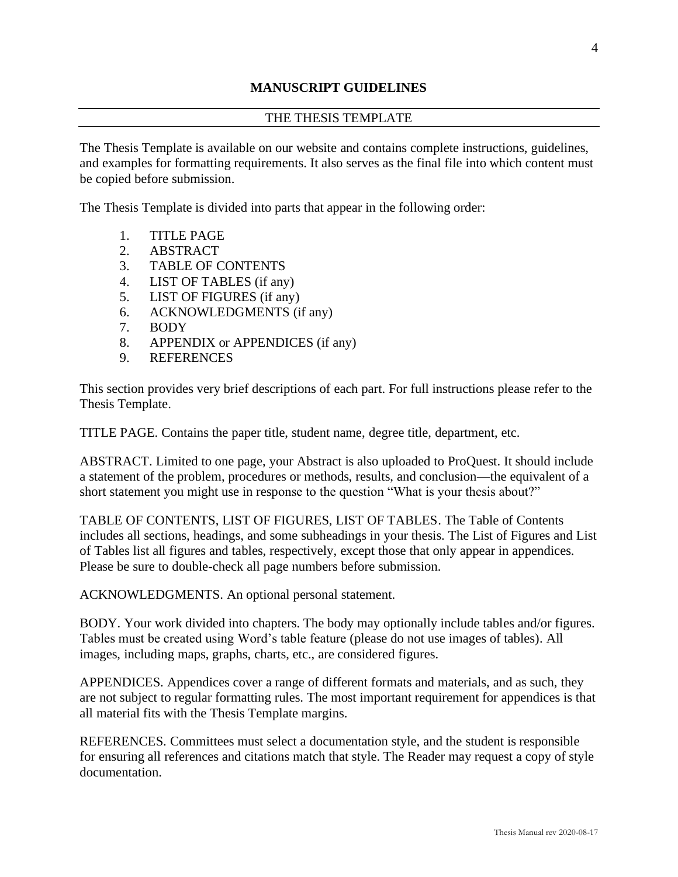# MANUSCRIPT GUIDELINES

## THE THESIS TEMPLATE

The Thesis Template is available on our website and contains complete instructions, guidelines, and examples for formatting requirements. It also serves as the final file into which content must be copied before submission.

The Thesis Template is divided into parts that appear in the following order:

1. TITLE PAGE
2. ABSTRACT
3. TABLE OF CONTENTS
4. LIST OF TABLES (if any)
5. LIST OF FIGURES (if any)
6. ACKNOWLEDGMENTS (if any)
7. BODY
8. APPENDIX or APPENDICES (if any)
9. REFERENCES

This section provides very brief descriptions of each part. For full instructions please refer to the Thesis Template.

TITLE PAGE. Contains the paper title, student name, degree title, department, etc.

ABSTRACT. Limited to one page, your Abstract is also uploaded to ProQuest. It should include a statement of the problem, procedures or methods, results, and conclusion—the equivalent of a short statement you might use in response to the question "What is your thesis about?"

TABLE OF CONTENTS, LIST OF FIGURES, LIST OF TABLES. The Table of Contents includes all sections, headings, and some subheadings in your thesis. The List of Figures and List of Tables list all figures and tables, respectively, except those that only appear in appendices. Please be sure to double-check all page numbers before submission.

ACKNOWLEDGMENTS. An optional personal statement.

BODY. Your work divided into chapters. The body may optionally include tables and/or figures. Tables must be created using Word's table feature (please do not use images of tables). All images, including maps, graphs, charts, etc., are considered figures.

APPENDICES. Appendices cover a range of different formats and materials, and as such, they are not subject to regular formatting rules. The most important requirement for appendices is that all material fits with the Thesis Template margins.

REFERENCES. Committees must select a documentation style, and the student is responsible for ensuring all references and citations match that style. The Reader may request a copy of style documentation.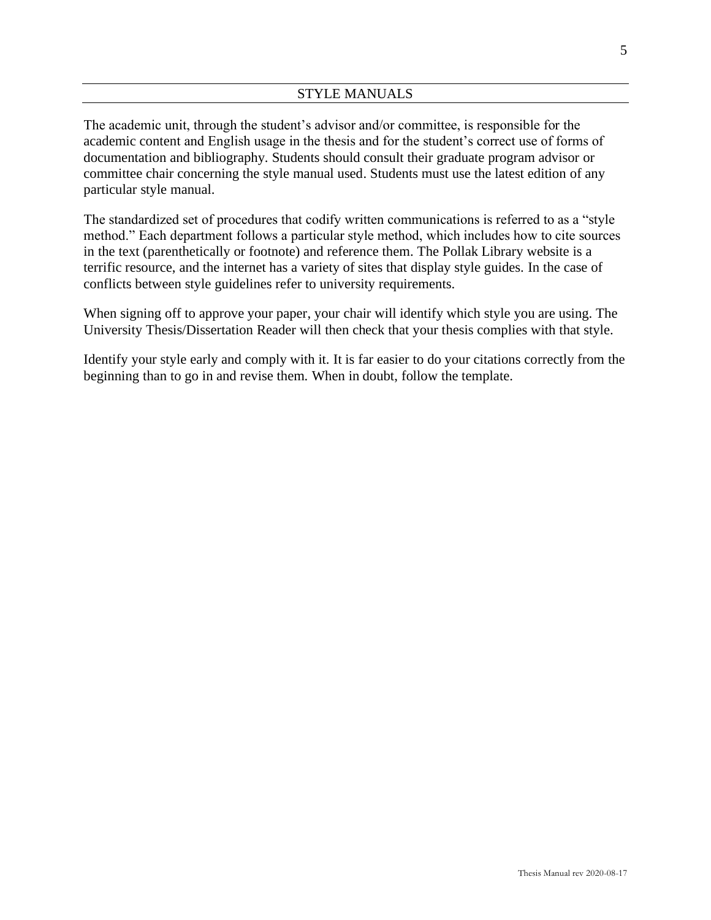## STYLE MANUALS

The academic unit, through the student's advisor and/or committee, is responsible for the academic content and English usage in the thesis and for the student's correct use of forms of documentation and bibliography. Students should consult their graduate program advisor or committee chair concerning the style manual used. Students must use the latest edition of any particular style manual.

The standardized set of procedures that codify written communications is referred to as a "style method." Each department follows a particular style method, which includes how to cite sources in the text (parenthetically or footnote) and reference them. The Pollak Library website is a terrific resource, and the internet has a variety of sites that display style guides. In the case of conflicts between style guidelines refer to university requirements.

When signing off to approve your paper, your chair will identify which style you are using. The University Thesis/Dissertation Reader will then check that your thesis complies with that style.

Identify your style early and comply with it. It is far easier to do your citations correctly from the beginning than to go in and revise them. When in doubt, follow the template.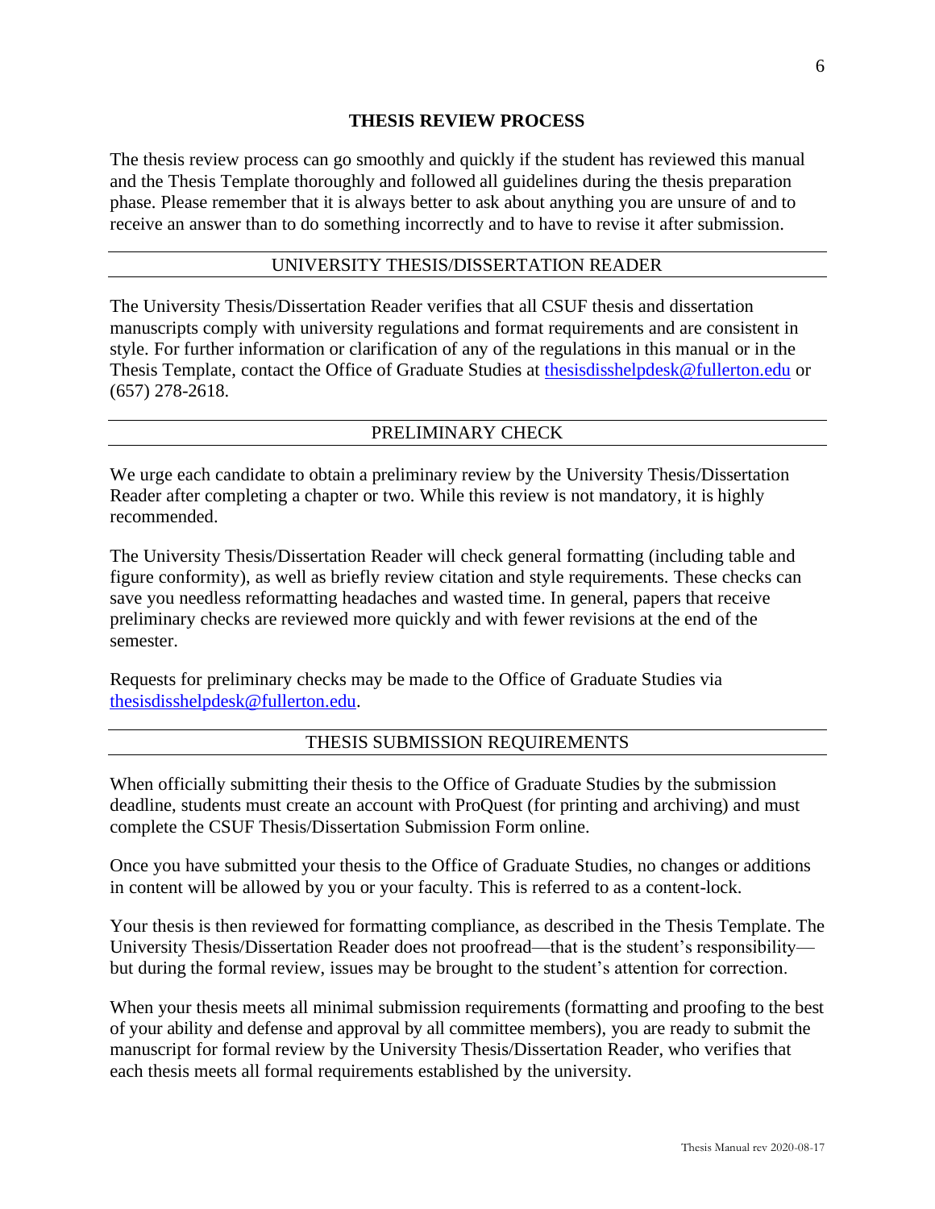# THESIS REVIEW PROCESS

The thesis review process can go smoothly and quickly if the student has reviewed this manual and the Thesis Template thoroughly and followed all guidelines during the thesis preparation phase. Please remember that it is always better to ask about anything you are unsure of and to receive an answer than to do something incorrectly and to have to revise it after submission.

## UNIVERSITY THESIS/DISSERTATION READER

The University Thesis/Dissertation Reader verifies that all CSUF thesis and dissertation manuscripts comply with university regulations and format requirements and are consistent in style. For further information or clarification of any of the regulations in this manual or in the Thesis Template, contact the Office of Graduate Studies at thesisdisshelpdesk@fullerton.edu or (657) 278-2618.

## PRELIMINARY CHECK

We urge each candidate to obtain a preliminary review by the University Thesis/Dissertation Reader after completing a chapter or two. While this review is not mandatory, it is highly recommended.

The University Thesis/Dissertation Reader will check general formatting (including table and figure conformity), as well as briefly review citation and style requirements. These checks can save you needless reformatting headaches and wasted time. In general, papers that receive preliminary checks are reviewed more quickly and with fewer revisions at the end of the semester.

Requests for preliminary checks may be made to the Office of Graduate Studies via thesisdisshelpdesk@fullerton.edu.

## THESIS SUBMISSION REQUIREMENTS

When officially submitting their thesis to the Office of Graduate Studies by the submission deadline, students must create an account with ProQuest (for printing and archiving) and must complete the CSUF Thesis/Dissertation Submission Form online.

Once you have submitted your thesis to the Office of Graduate Studies, no changes or additions in content will be allowed by you or your faculty. This is referred to as a content-lock.

Your thesis is then reviewed for formatting compliance, as described in the Thesis Template. The University Thesis/Dissertation Reader does not proofread—that is the student's responsibility—but during the formal review, issues may be brought to the student's attention for correction.

When your thesis meets all minimal submission requirements (formatting and proofing to the best of your ability and defense and approval by all committee members), you are ready to submit the manuscript for formal review by the University Thesis/Dissertation Reader, who verifies that each thesis meets all formal requirements established by the university.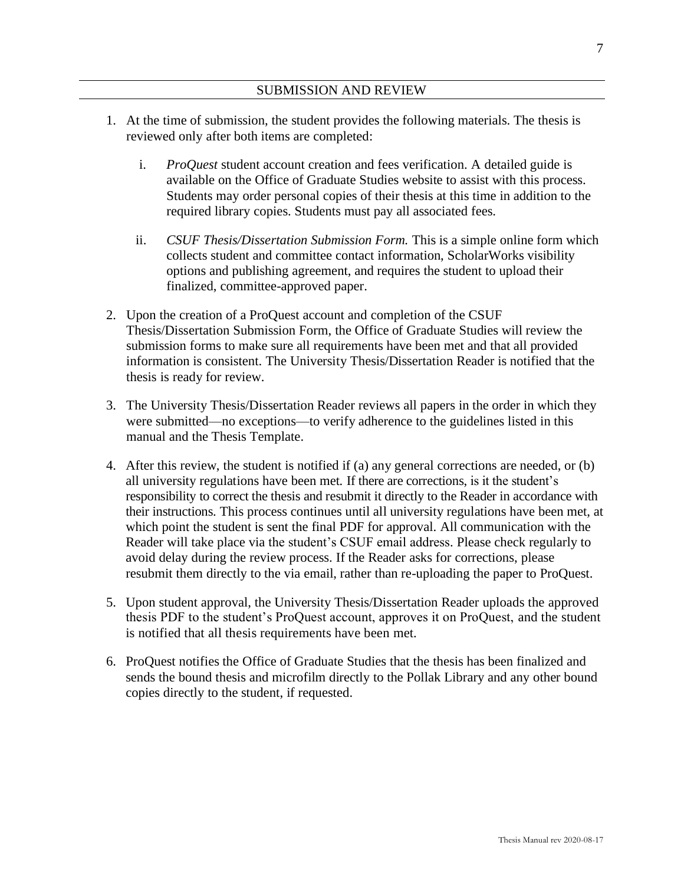## SUBMISSION AND REVIEW

1. At the time of submission, the student provides the following materials. The thesis is reviewed only after both items are completed:

    i. *ProQuest* student account creation and fees verification. A detailed guide is available on the Office of Graduate Studies website to assist with this process. Students may order personal copies of their thesis at this time in addition to the required library copies. Students must pay all associated fees.

    ii. *CSUF Thesis/Dissertation Submission Form.* This is a simple online form which collects student and committee contact information, ScholarWorks visibility options and publishing agreement, and requires the student to upload their finalized, committee-approved paper.

2. Upon the creation of a ProQuest account and completion of the CSUF Thesis/Dissertation Submission Form, the Office of Graduate Studies will review the submission forms to make sure all requirements have been met and that all provided information is consistent. The University Thesis/Dissertation Reader is notified that the thesis is ready for review.

3. The University Thesis/Dissertation Reader reviews all papers in the order in which they were submitted—no exceptions—to verify adherence to the guidelines listed in this manual and the Thesis Template.

4. After this review, the student is notified if (a) any general corrections are needed, or (b) all university regulations have been met. If there are corrections, is it the student's responsibility to correct the thesis and resubmit it directly to the Reader in accordance with their instructions. This process continues until all university regulations have been met, at which point the student is sent the final PDF for approval. All communication with the Reader will take place via the student's CSUF email address. Please check regularly to avoid delay during the review process. If the Reader asks for corrections, please resubmit them directly to the via email, rather than re-uploading the paper to ProQuest.

5. Upon student approval, the University Thesis/Dissertation Reader uploads the approved thesis PDF to the student's ProQuest account, approves it on ProQuest, and the student is notified that all thesis requirements have been met.

6. ProQuest notifies the Office of Graduate Studies that the thesis has been finalized and sends the bound thesis and microfilm directly to the Pollak Library and any other bound copies directly to the student, if requested.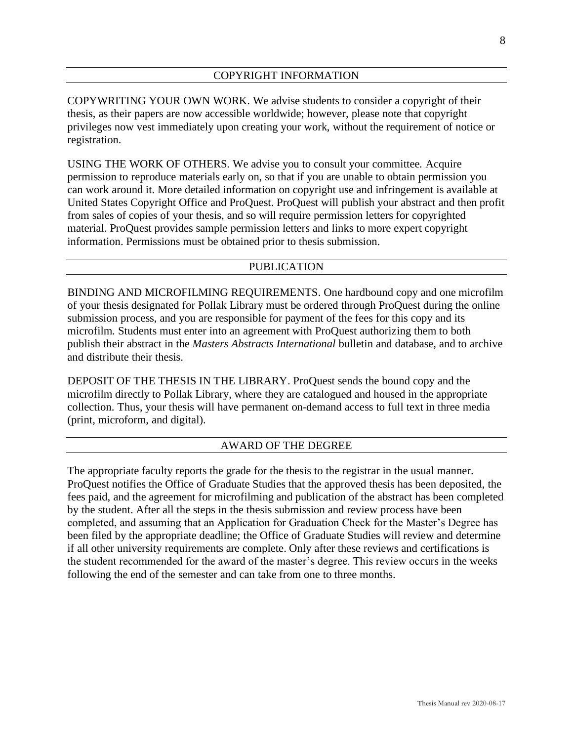## COPYRIGHT INFORMATION

COPYWRITING YOUR OWN WORK. We advise students to consider a copyright of their thesis, as their papers are now accessible worldwide; however, please note that copyright privileges now vest immediately upon creating your work, without the requirement of notice or registration.

USING THE WORK OF OTHERS. We advise you to consult your committee. Acquire permission to reproduce materials early on, so that if you are unable to obtain permission you can work around it. More detailed information on copyright use and infringement is available at United States Copyright Office and ProQuest. ProQuest will publish your abstract and then profit from sales of copies of your thesis, and so will require permission letters for copyrighted material. ProQuest provides sample permission letters and links to more expert copyright information. Permissions must be obtained prior to thesis submission.

## PUBLICATION

BINDING AND MICROFILMING REQUIREMENTS. One hardbound copy and one microfilm of your thesis designated for Pollak Library must be ordered through ProQuest during the online submission process, and you are responsible for payment of the fees for this copy and its microfilm. Students must enter into an agreement with ProQuest authorizing them to both publish their abstract in the *Masters Abstracts International* bulletin and database, and to archive and distribute their thesis.

DEPOSIT OF THE THESIS IN THE LIBRARY. ProQuest sends the bound copy and the microfilm directly to Pollak Library, where they are catalogued and housed in the appropriate collection. Thus, your thesis will have permanent on-demand access to full text in three media (print, microform, and digital).

## AWARD OF THE DEGREE

The appropriate faculty reports the grade for the thesis to the registrar in the usual manner. ProQuest notifies the Office of Graduate Studies that the approved thesis has been deposited, the fees paid, and the agreement for microfilming and publication of the abstract has been completed by the student. After all the steps in the thesis submission and review process have been completed, and assuming that an Application for Graduation Check for the Master's Degree has been filed by the appropriate deadline; the Office of Graduate Studies will review and determine if all other university requirements are complete. Only after these reviews and certifications is the student recommended for the award of the master's degree. This review occurs in the weeks following the end of the semester and can take from one to three months.